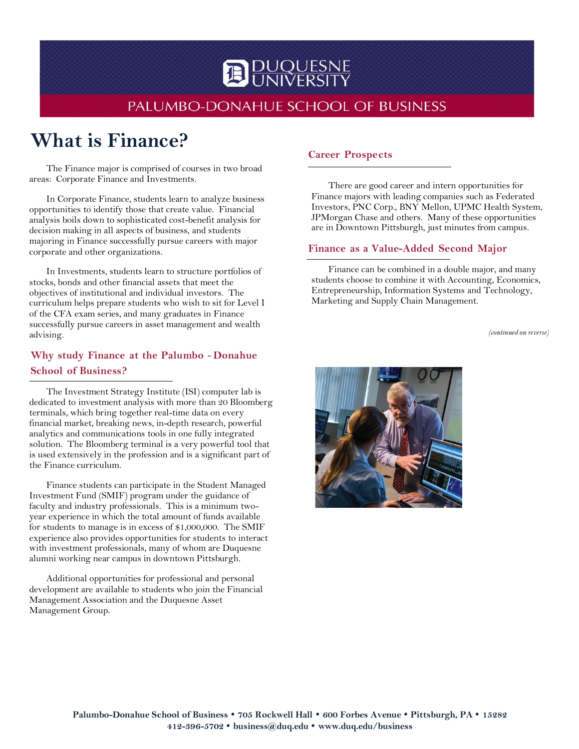DUQUESNE UNIVERSITY

PALUMBO-DONAHUE SCHOOL OF BUSINESS

# What is Finance?

The Finance major is comprised of courses in two broad areas: Corporate Finance and Investments.

In Corporate Finance, students learn to analyze business opportunities to identify those that create value. Financial analysis boils down to sophisticated cost-benefit analysis for decision making in all aspects of business, and students majoring in Finance successfully pursue careers with major corporate and other organizations.

In Investments, students learn to structure portfolios of stocks, bonds and other financial assets that meet the objectives of institutional and individual investors. The curriculum helps prepare students who wish to sit for Level I of the CFA exam series, and many graduates in Finance successfully pursue careers in asset management and wealth advising.

## Why study Finance at the Palumbo - Donahue School of Business?

The Investment Strategy Institute (ISI) computer lab is dedicated to investment analysis with more than 20 Bloomberg terminals, which bring together real-time data on every financial market, breaking news, in-depth research, powerful analytics and communications tools in one fully integrated solution. The Bloomberg terminal is a very powerful tool that is used extensively in the profession and is a significant part of the Finance curriculum.

Finance students can participate in the Student Managed Investment Fund (SMIF) program under the guidance of faculty and industry professionals. This is a minimum two-year experience in which the total amount of funds available for students to manage is in excess of $1,000,000. The SMIF experience also provides opportunities for students to interact with investment professionals, many of whom are Duquesne alumni working near campus in downtown Pittsburgh.

Additional opportunities for professional and personal development are available to students who join the Financial Management Association and the Duquesne Asset Management Group.

## Career Prospects

There are good career and intern opportunities for Finance majors with leading companies such as Federated Investors, PNC Corp., BNY Mellon, UPMC Health System, JPMorgan Chase and others. Many of these opportunities are in Downtown Pittsburgh, just minutes from campus.

## Finance as a Value-Added Second Major

Finance can be combined in a double major, and many students choose to combine it with Accounting, Economics, Entrepreneurship, Information Systems and Technology, Marketing and Supply Chain Management.

*(continued on reverse)*

**Palumbo-Donahue School of Business • 705 Rockwell Hall • 600 Forbes Avenue • Pittsburgh, PA • 15282**
**412-396-5702 • business@duq.edu • www.duq.edu/business**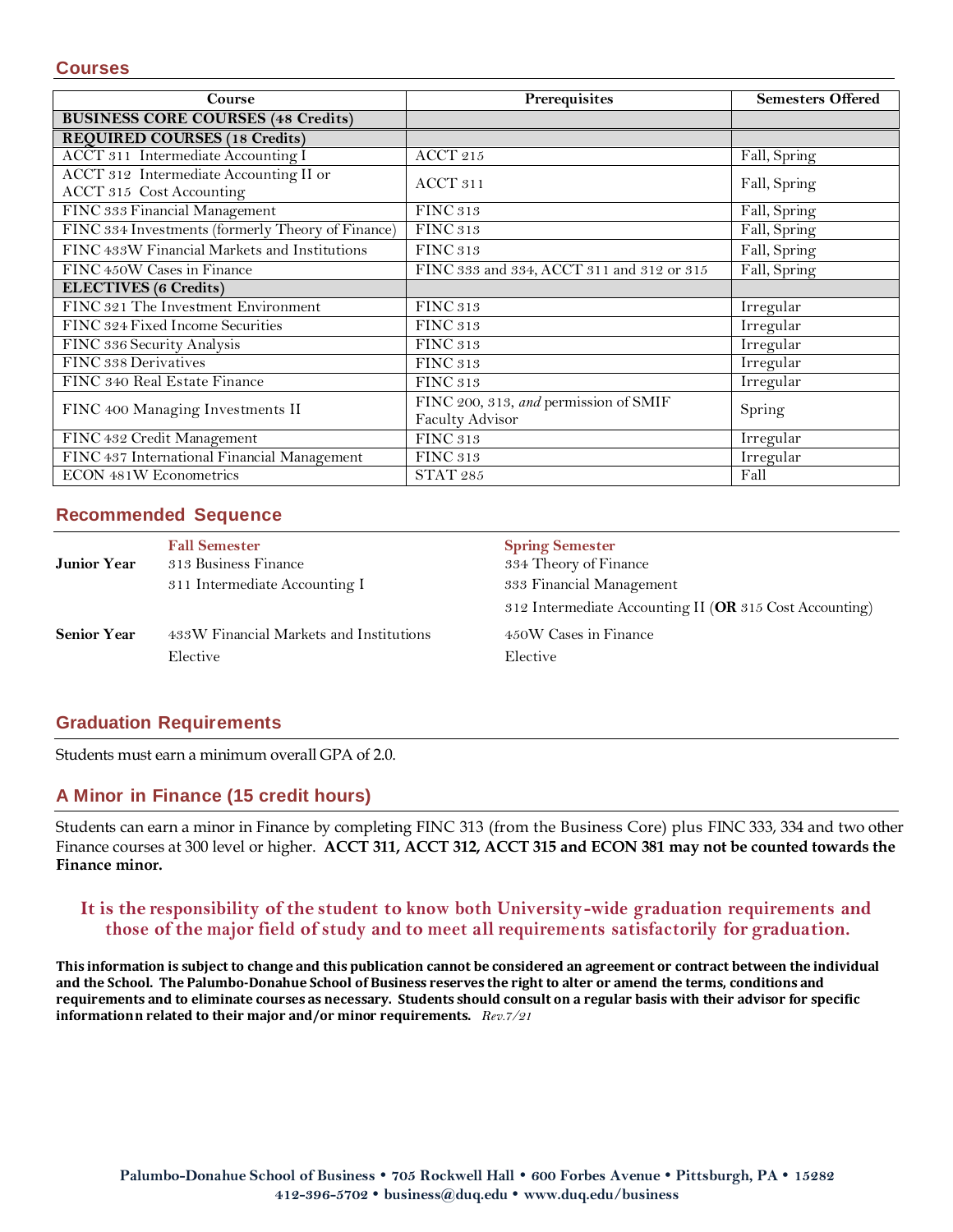## Courses

| Course | Prerequisites | Semesters Offered |
|---|---|---|
| **BUSINESS CORE COURSES (48 Credits)** | | |
| **REQUIRED COURSES (18 Credits)** | | |
| ACCT 311 Intermediate Accounting I | ACCT 215 | Fall, Spring |
| ACCT 312 Intermediate Accounting II or ACCT 315 Cost Accounting | ACCT 311 | Fall, Spring |
| FINC 333 Financial Management | FINC 313 | Fall, Spring |
| FINC 334 Investments (formerly Theory of Finance) | FINC 313 | Fall, Spring |
| FINC 433W Financial Markets and Institutions | FINC 313 | Fall, Spring |
| FINC 450W Cases in Finance | FINC 333 and 334, ACCT 311 and 312 or 315 | Fall, Spring |
| **ELECTIVES (6 Credits)** | | |
| FINC 321 The Investment Environment | FINC 313 | Irregular |
| FINC 324 Fixed Income Securities | FINC 313 | Irregular |
| FINC 336 Security Analysis | FINC 313 | Irregular |
| FINC 338 Derivatives | FINC 313 | Irregular |
| FINC 340 Real Estate Finance | FINC 313 | Irregular |
| FINC 400 Managing Investments II | FINC 200, 313, *and* permission of SMIF Faculty Advisor | Spring |
| FINC 432 Credit Management | FINC 313 | Irregular |
| FINC 437 International Financial Management | FINC 313 | Irregular |
| ECON 481W Econometrics | STAT 285 | Fall |

## Recommended Sequence

| | Fall Semester | Spring Semester |
|---|---|---|
| **Junior Year** | 313 Business Finance<br>311 Intermediate Accounting I | 334 Theory of Finance<br>333 Financial Management<br>312 Intermediate Accounting II (**OR** 315 Cost Accounting) |
| **Senior Year** | 433W Financial Markets and Institutions<br>Elective | 450W Cases in Finance<br>Elective |

## Graduation Requirements

Students must earn a minimum overall GPA of 2.0.

## A Minor in Finance (15 credit hours)

Students can earn a minor in Finance by completing FINC 313 (from the Business Core) plus FINC 333, 334 and two other Finance courses at 300 level or higher. **ACCT 311, ACCT 312, ACCT 315 and ECON 381 may not be counted towards the Finance minor.**

**It is the responsibility of the student to know both University-wide graduation requirements and those of the major field of study and to meet all requirements satisfactorily for graduation.**

**This information is subject to change and this publication cannot be considered an agreement or contract between the individual and the School. The Palumbo-Donahue School of Business reserves the right to alter or amend the terms, conditions and requirements and to eliminate courses as necessary. Students should consult on a regular basis with their advisor for specific informationn related to their major and/or minor requirements.** *Rev.7/21*

**Palumbo-Donahue School of Business • 705 Rockwell Hall • 600 Forbes Avenue • Pittsburgh, PA • 15282**
**412-396-5702 • business@duq.edu • www.duq.edu/business**